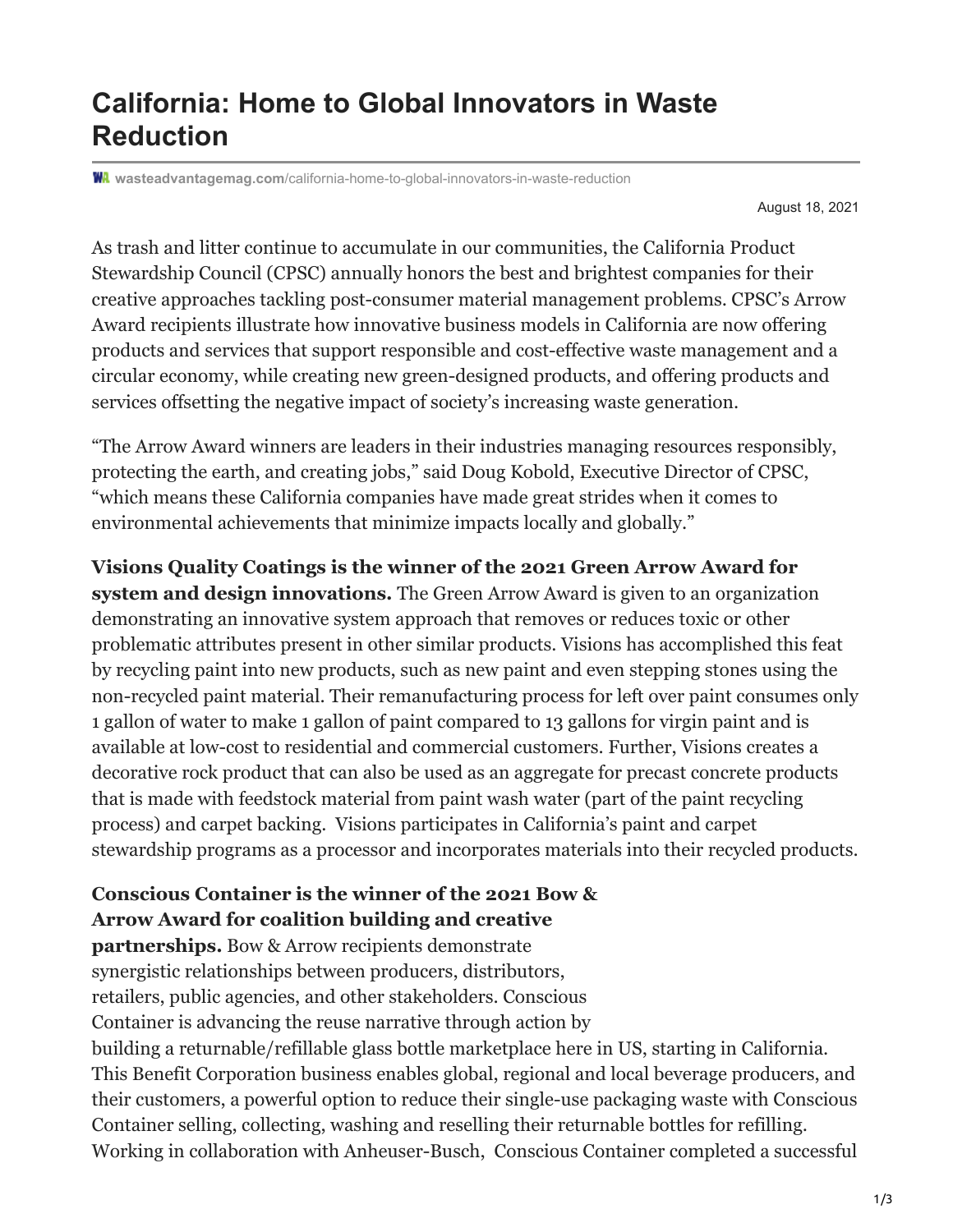# California: Home to Global Innovators in Waste Reduction

wasteadvantagemag.com/california-home-to-global-innovators-in-waste-reduction

August 18, 2021

As trash and litter continue to accumulate in our communities, the California Product Stewardship Council (CPSC) annually honors the best and brightest companies for their creative approaches tackling post-consumer material management problems. CPSC's Arrow Award recipients illustrate how innovative business models in California are now offering products and services that support responsible and cost-effective waste management and a circular economy, while creating new green-designed products, and offering products and services offsetting the negative impact of society's increasing waste generation.

"The Arrow Award winners are leaders in their industries managing resources responsibly, protecting the earth, and creating jobs," said Doug Kobold, Executive Director of CPSC, "which means these California companies have made great strides when it comes to environmental achievements that minimize impacts locally and globally."

**Visions Quality Coatings is the winner of the 2021 Green Arrow Award for system and design innovations.** The Green Arrow Award is given to an organization demonstrating an innovative system approach that removes or reduces toxic or other problematic attributes present in other similar products. Visions has accomplished this feat by recycling paint into new products, such as new paint and even stepping stones using the non-recycled paint material. Their remanufacturing process for left over paint consumes only 1 gallon of water to make 1 gallon of paint compared to 13 gallons for virgin paint and is available at low-cost to residential and commercial customers. Further, Visions creates a decorative rock product that can also be used as an aggregate for precast concrete products that is made with feedstock material from paint wash water (part of the paint recycling process) and carpet backing. Visions participates in California's paint and carpet stewardship programs as a processor and incorporates materials into their recycled products.

**Conscious Container is the winner of the 2021 Bow & Arrow Award for coalition building and creative partnerships.** Bow & Arrow recipients demonstrate synergistic relationships between producers, distributors, retailers, public agencies, and other stakeholders. Conscious Container is advancing the reuse narrative through action by building a returnable/refillable glass bottle marketplace here in US, starting in California. This Benefit Corporation business enables global, regional and local beverage producers, and their customers, a powerful option to reduce their single-use packaging waste with Conscious Container selling, collecting, washing and reselling their returnable bottles for refilling. Working in collaboration with Anheuser-Busch, Conscious Container completed a successful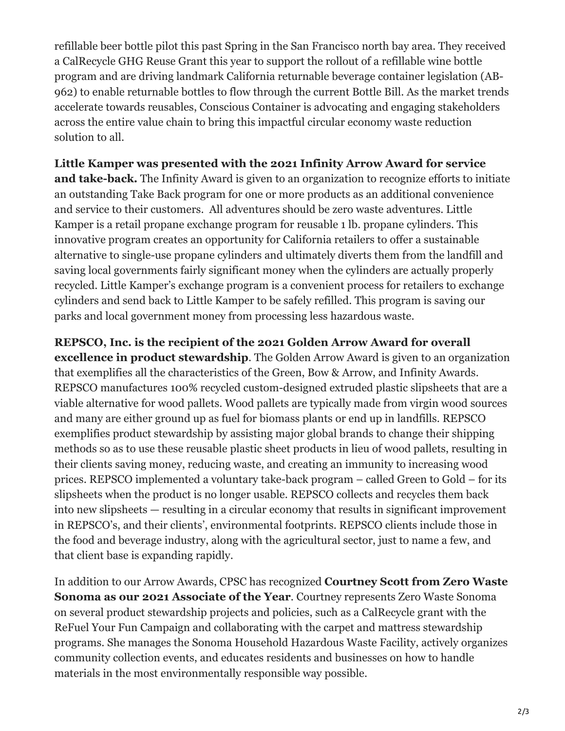refillable beer bottle pilot this past Spring in the San Francisco north bay area. They received a CalRecycle GHG Reuse Grant this year to support the rollout of a refillable wine bottle program and are driving landmark California returnable beverage container legislation (AB-962) to enable returnable bottles to flow through the current Bottle Bill. As the market trends accelerate towards reusables, Conscious Container is advocating and engaging stakeholders across the entire value chain to bring this impactful circular economy waste reduction solution to all.

**Little Kamper was presented with the 2021 Infinity Arrow Award for service and take-back.** The Infinity Award is given to an organization to recognize efforts to initiate an outstanding Take Back program for one or more products as an additional convenience and service to their customers. All adventures should be zero waste adventures. Little Kamper is a retail propane exchange program for reusable 1 lb. propane cylinders. This innovative program creates an opportunity for California retailers to offer a sustainable alternative to single-use propane cylinders and ultimately diverts them from the landfill and saving local governments fairly significant money when the cylinders are actually properly recycled. Little Kamper's exchange program is a convenient process for retailers to exchange cylinders and send back to Little Kamper to be safely refilled. This program is saving our parks and local government money from processing less hazardous waste.

**REPSCO, Inc. is the recipient of the 2021 Golden Arrow Award for overall excellence in product stewardship**. The Golden Arrow Award is given to an organization that exemplifies all the characteristics of the Green, Bow & Arrow, and Infinity Awards. REPSCO manufactures 100% recycled custom-designed extruded plastic slipsheets that are a viable alternative for wood pallets. Wood pallets are typically made from virgin wood sources and many are either ground up as fuel for biomass plants or end up in landfills. REPSCO exemplifies product stewardship by assisting major global brands to change their shipping methods so as to use these reusable plastic sheet products in lieu of wood pallets, resulting in their clients saving money, reducing waste, and creating an immunity to increasing wood prices. REPSCO implemented a voluntary take-back program – called Green to Gold – for its slipsheets when the product is no longer usable. REPSCO collects and recycles them back into new slipsheets — resulting in a circular economy that results in significant improvement in REPSCO's, and their clients', environmental footprints. REPSCO clients include those in the food and beverage industry, along with the agricultural sector, just to name a few, and that client base is expanding rapidly.

In addition to our Arrow Awards, CPSC has recognized **Courtney Scott from Zero Waste Sonoma as our 2021 Associate of the Year**. Courtney represents Zero Waste Sonoma on several product stewardship projects and policies, such as a CalRecycle grant with the ReFuel Your Fun Campaign and collaborating with the carpet and mattress stewardship programs. She manages the Sonoma Household Hazardous Waste Facility, actively organizes community collection events, and educates residents and businesses on how to handle materials in the most environmentally responsible way possible.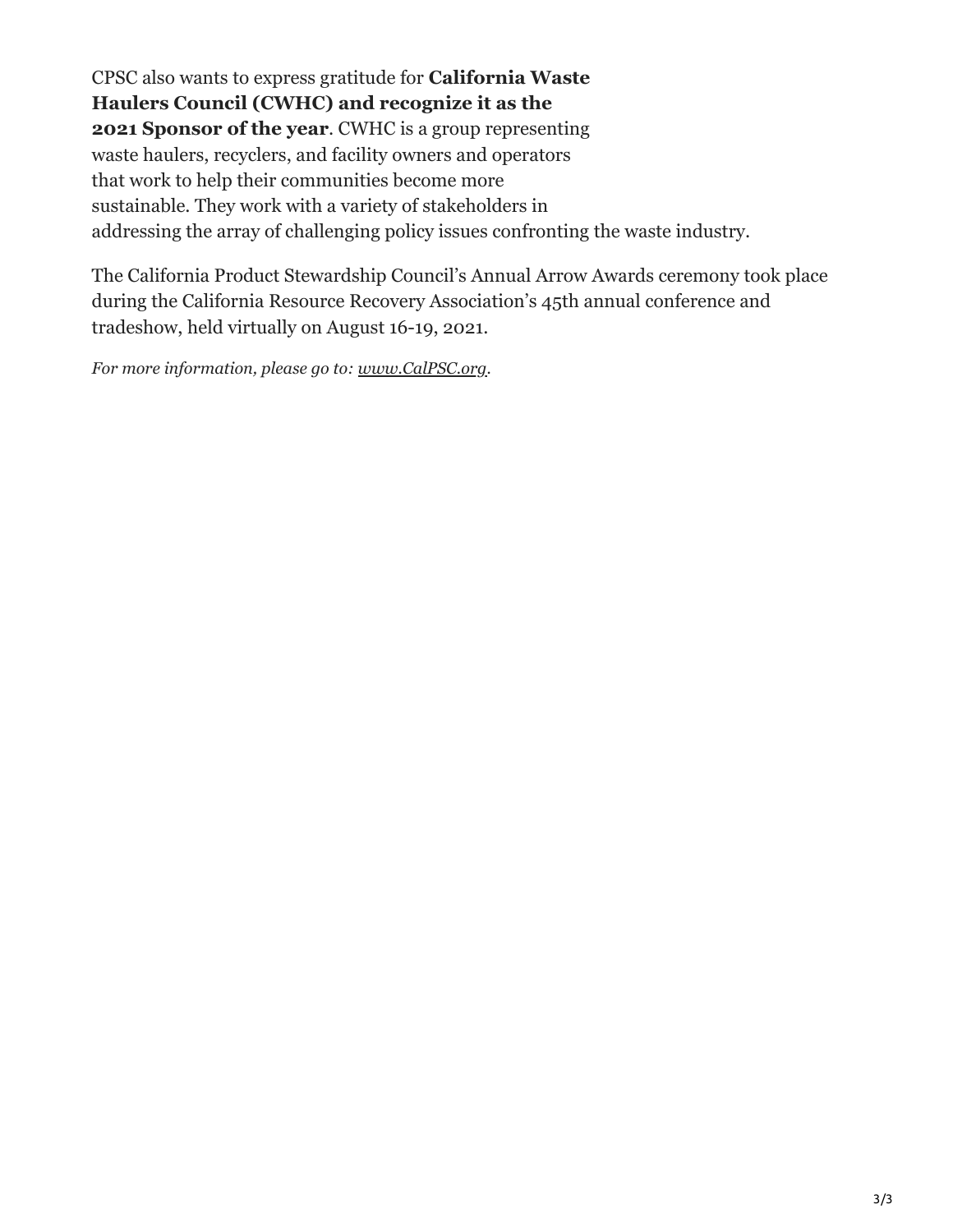CPSC also wants to express gratitude for **California Waste Haulers Council (CWHC) and recognize it as the 2021 Sponsor of the year**. CWHC is a group representing waste haulers, recyclers, and facility owners and operators that work to help their communities become more sustainable. They work with a variety of stakeholders in addressing the array of challenging policy issues confronting the waste industry.

The California Product Stewardship Council's Annual Arrow Awards ceremony took place during the California Resource Recovery Association's 45th annual conference and tradeshow, held virtually on August 16-19, 2021.

*For more information, please go to: [www.CalPSC.org](http://www.CalPSC.org).*